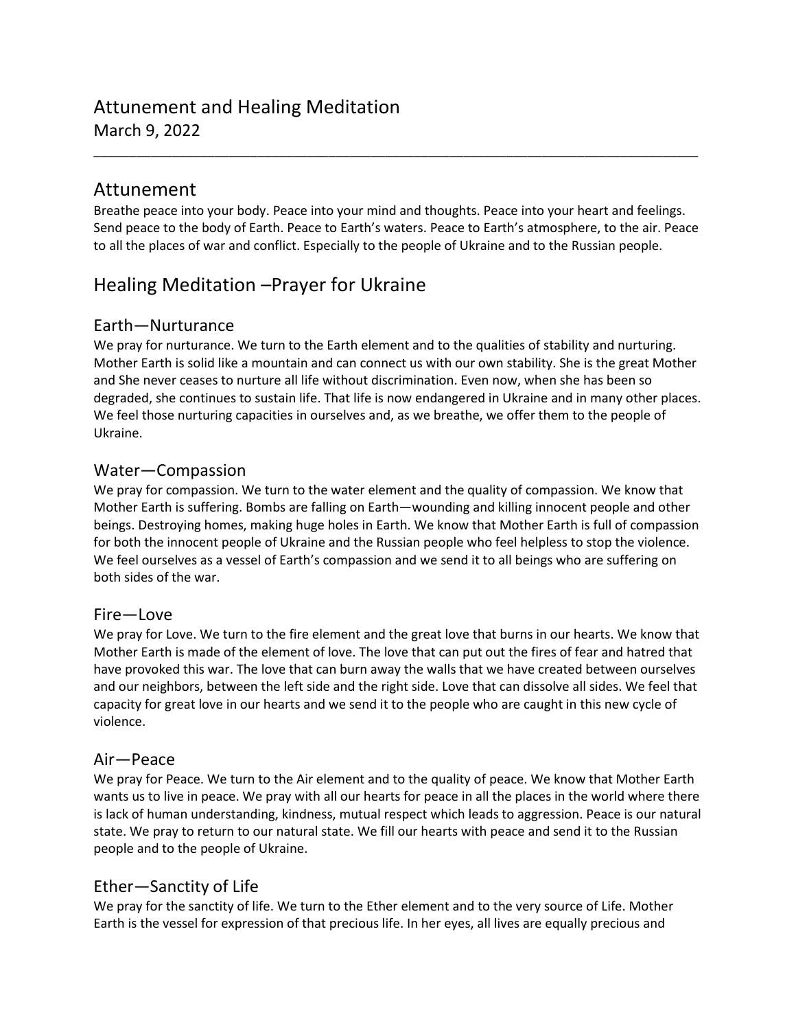# Attunement and Healing Meditation

March 9, 2022

---

## Attunement

Breathe peace into your body. Peace into your mind and thoughts. Peace into your heart and feelings. Send peace to the body of Earth. Peace to Earth's waters. Peace to Earth's atmosphere, to the air. Peace to all the places of war and conflict. Especially to the people of Ukraine and to the Russian people.

## Healing Meditation –Prayer for Ukraine

### Earth—Nurturance

We pray for nurturance. We turn to the Earth element and to the qualities of stability and nurturing. Mother Earth is solid like a mountain and can connect us with our own stability. She is the great Mother and She never ceases to nurture all life without discrimination. Even now, when she has been so degraded, she continues to sustain life. That life is now endangered in Ukraine and in many other places. We feel those nurturing capacities in ourselves and, as we breathe, we offer them to the people of Ukraine.

### Water—Compassion

We pray for compassion. We turn to the water element and the quality of compassion. We know that Mother Earth is suffering. Bombs are falling on Earth—wounding and killing innocent people and other beings. Destroying homes, making huge holes in Earth. We know that Mother Earth is full of compassion for both the innocent people of Ukraine and the Russian people who feel helpless to stop the violence. We feel ourselves as a vessel of Earth's compassion and we send it to all beings who are suffering on both sides of the war.

### Fire—Love

We pray for Love. We turn to the fire element and the great love that burns in our hearts. We know that Mother Earth is made of the element of love. The love that can put out the fires of fear and hatred that have provoked this war. The love that can burn away the walls that we have created between ourselves and our neighbors, between the left side and the right side. Love that can dissolve all sides. We feel that capacity for great love in our hearts and we send it to the people who are caught in this new cycle of violence.

### Air—Peace

We pray for Peace. We turn to the Air element and to the quality of peace. We know that Mother Earth wants us to live in peace. We pray with all our hearts for peace in all the places in the world where there is lack of human understanding, kindness, mutual respect which leads to aggression. Peace is our natural state. We pray to return to our natural state. We fill our hearts with peace and send it to the Russian people and to the people of Ukraine.

### Ether—Sanctity of Life

We pray for the sanctity of life. We turn to the Ether element and to the very source of Life. Mother Earth is the vessel for expression of that precious life. In her eyes, all lives are equally precious and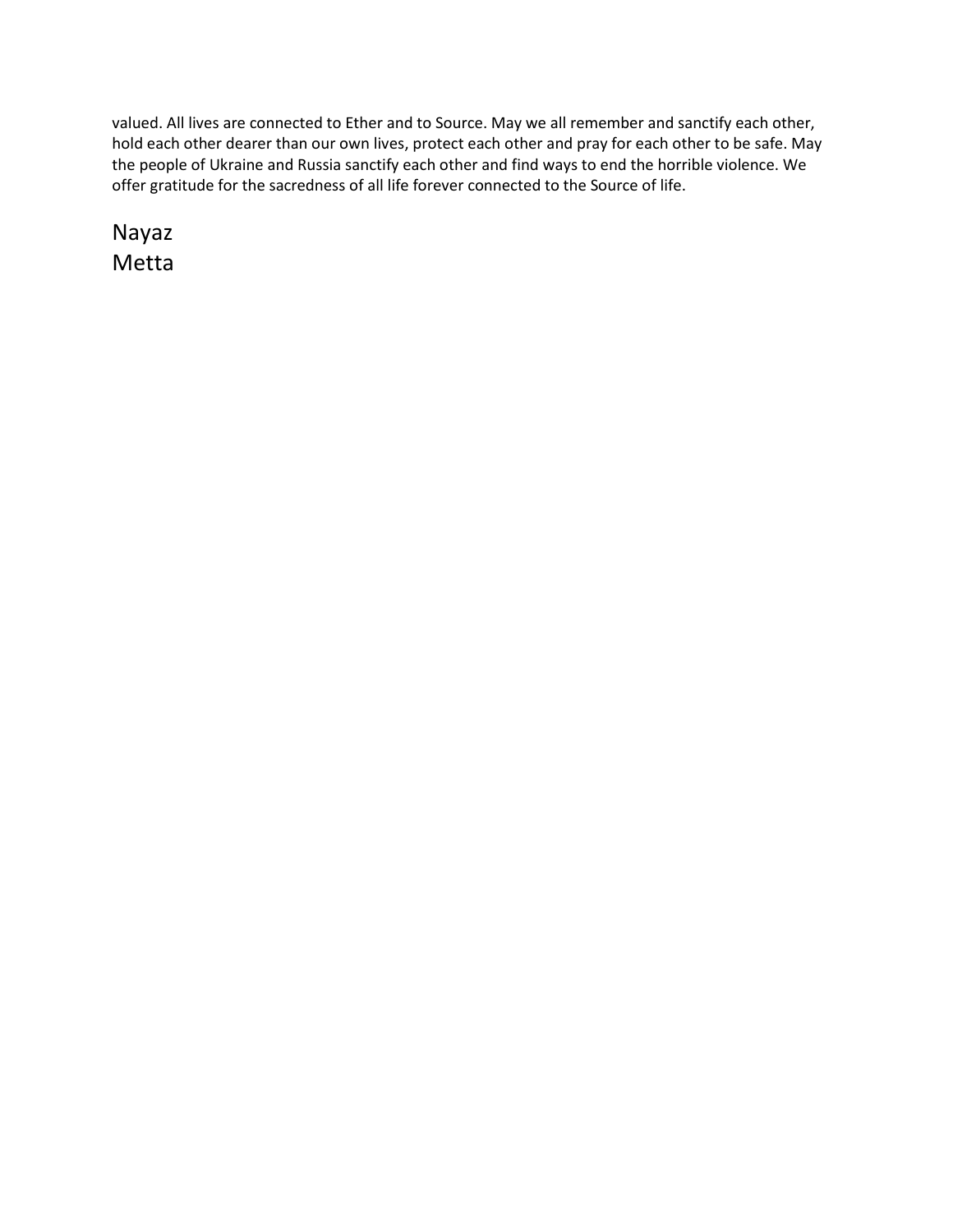valued. All lives are connected to Ether and to Source. May we all remember and sanctify each other, hold each other dearer than our own lives, protect each other and pray for each other to be safe. May the people of Ukraine and Russia sanctify each other and find ways to end the horrible violence. We offer gratitude for the sacredness of all life forever connected to the Source of life.

Nayaz
Metta